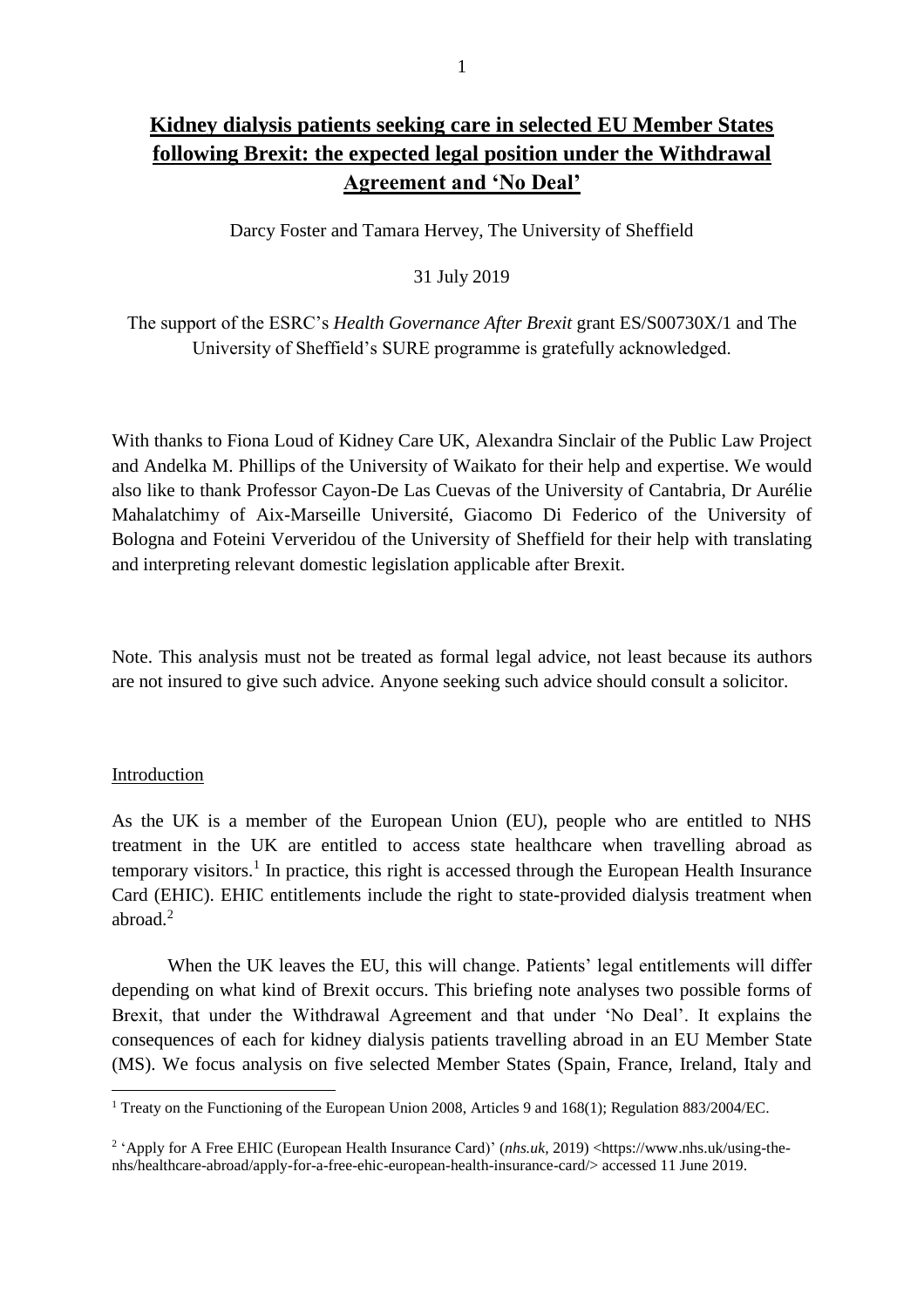# **Kidney dialysis patients seeking care in selected EU Member States following Brexit: the expected legal position under the Withdrawal Agreement and 'No Deal'**

Darcy Foster and Tamara Hervey, The University of Sheffield

31 July 2019

The support of the ESRC's *Health Governance After Brexit* grant ES/S00730X/1 and The University of Sheffield's SURE programme is gratefully acknowledged.

With thanks to Fiona Loud of Kidney Care UK, Alexandra Sinclair of the Public Law Project and Andelka M. Phillips of the University of Waikato for their help and expertise. We would also like to thank Professor Cayon-De Las Cuevas of the University of Cantabria, Dr Aurélie Mahalatchimy of Aix-Marseille Université, Giacomo Di Federico of the University of Bologna and Foteini Ververidou of the University of Sheffield for their help with translating and interpreting relevant domestic legislation applicable after Brexit.

Note. This analysis must not be treated as formal legal advice, not least because its authors are not insured to give such advice. Anyone seeking such advice should consult a solicitor.

## Introduction

As the UK is a member of the European Union (EU), people who are entitled to NHS treatment in the UK are entitled to access state healthcare when travelling abroad as temporary visitors.[1] In practice, this right is accessed through the European Health Insurance Card (EHIC). EHIC entitlements include the right to state-provided dialysis treatment when abroad.[2]

When the UK leaves the EU, this will change. Patients' legal entitlements will differ depending on what kind of Brexit occurs. This briefing note analyses two possible forms of Brexit, that under the Withdrawal Agreement and that under 'No Deal'. It explains the consequences of each for kidney dialysis patients travelling abroad in an EU Member State (MS). We focus analysis on five selected Member States (Spain, France, Ireland, Italy and

---

[1] Treaty on the Functioning of the European Union 2008, Articles 9 and 168(1); Regulation 883/2004/EC.

[2] 'Apply for A Free EHIC (European Health Insurance Card)' (*nhs.uk*, 2019) <https://www.nhs.uk/using-the-nhs/healthcare-abroad/apply-for-a-free-ehic-european-health-insurance-card/> accessed 11 June 2019.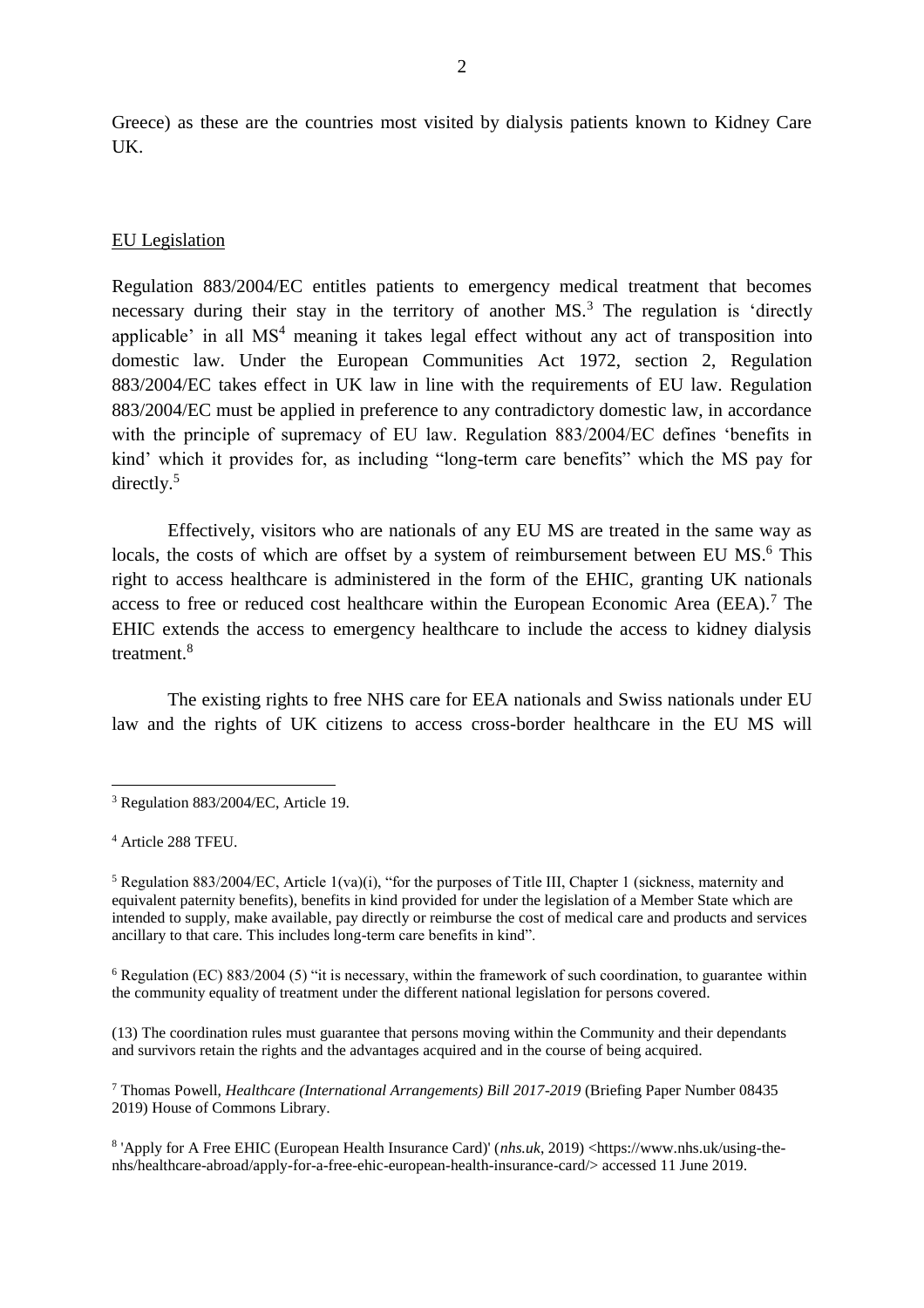Greece) as these are the countries most visited by dialysis patients known to Kidney Care UK.

<u>EU Legislation</u>

Regulation 883/2004/EC entitles patients to emergency medical treatment that becomes necessary during their stay in the territory of another MS.[3] The regulation is 'directly applicable' in all MS[4] meaning it takes legal effect without any act of transposition into domestic law. Under the European Communities Act 1972, section 2, Regulation 883/2004/EC takes effect in UK law in line with the requirements of EU law. Regulation 883/2004/EC must be applied in preference to any contradictory domestic law, in accordance with the principle of supremacy of EU law. Regulation 883/2004/EC defines 'benefits in kind' which it provides for, as including "long-term care benefits" which the MS pay for directly.[5]

Effectively, visitors who are nationals of any EU MS are treated in the same way as locals, the costs of which are offset by a system of reimbursement between EU MS.[6] This right to access healthcare is administered in the form of the EHIC, granting UK nationals access to free or reduced cost healthcare within the European Economic Area (EEA).[7] The EHIC extends the access to emergency healthcare to include the access to kidney dialysis treatment.[8]

The existing rights to free NHS care for EEA nationals and Swiss nationals under EU law and the rights of UK citizens to access cross-border healthcare in the EU MS will

---

[3] Regulation 883/2004/EC, Article 19.

[4] Article 288 TFEU.

[5] Regulation 883/2004/EC, Article 1(va)(i), "for the purposes of Title III, Chapter 1 (sickness, maternity and equivalent paternity benefits), benefits in kind provided for under the legislation of a Member State which are intended to supply, make available, pay directly or reimburse the cost of medical care and products and services ancillary to that care. This includes long-term care benefits in kind".

[6] Regulation (EC) 883/2004 (5) "it is necessary, within the framework of such coordination, to guarantee within the community equality of treatment under the different national legislation for persons covered.

(13) The coordination rules must guarantee that persons moving within the Community and their dependants and survivors retain the rights and the advantages acquired and in the course of being acquired.

[7] Thomas Powell, *Healthcare (International Arrangements) Bill 2017-2019* (Briefing Paper Number 08435 2019) House of Commons Library.

[8] 'Apply for A Free EHIC (European Health Insurance Card)' (*nhs.uk*, 2019) <https://www.nhs.uk/using-the-nhs/healthcare-abroad/apply-for-a-free-ehic-european-health-insurance-card/> accessed 11 June 2019.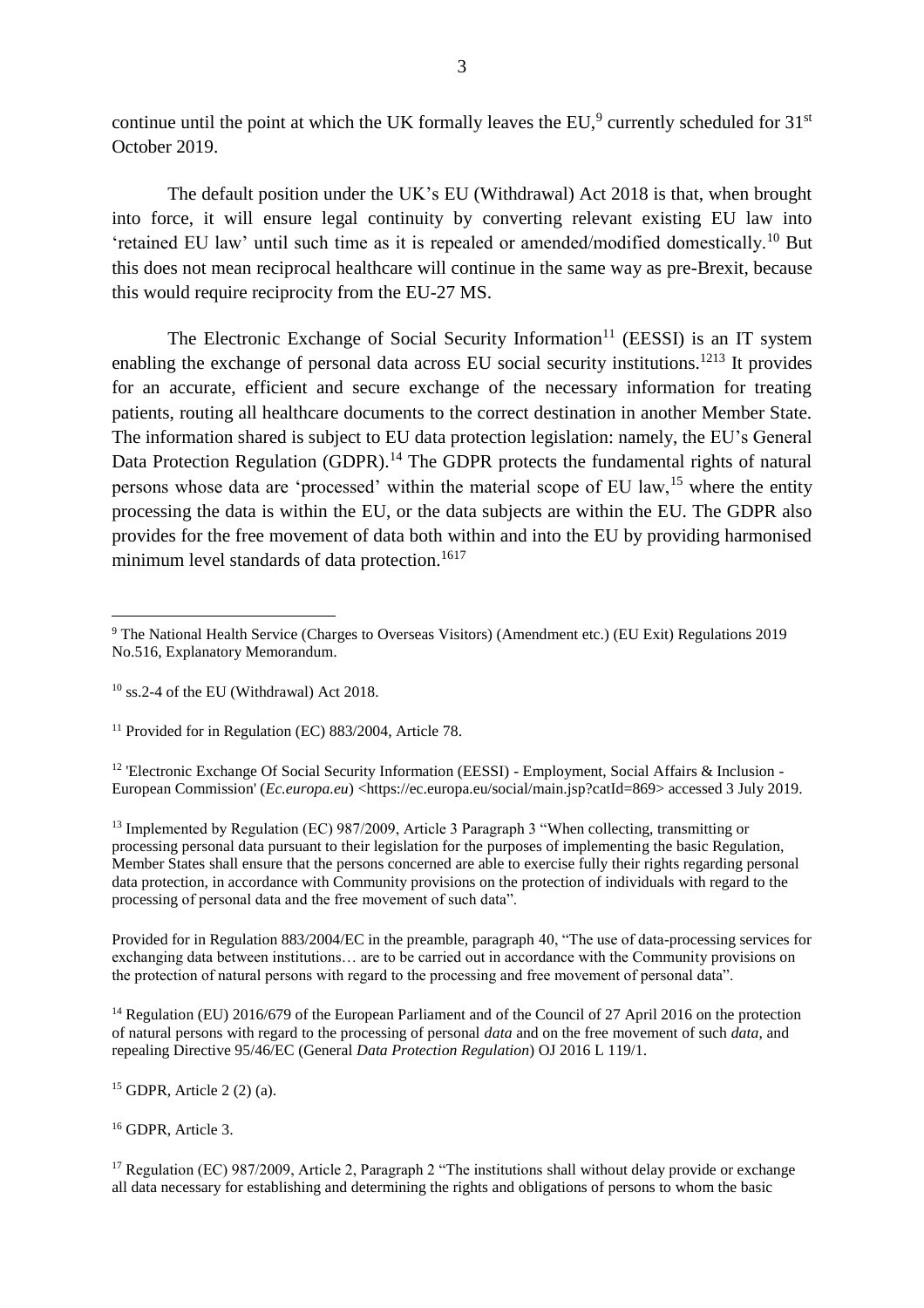continue until the point at which the UK formally leaves the EU,[9] currently scheduled for 31st October 2019.

The default position under the UK's EU (Withdrawal) Act 2018 is that, when brought into force, it will ensure legal continuity by converting relevant existing EU law into 'retained EU law' until such time as it is repealed or amended/modified domestically.[10] But this does not mean reciprocal healthcare will continue in the same way as pre-Brexit, because this would require reciprocity from the EU-27 MS.

The Electronic Exchange of Social Security Information[11] (EESSI) is an IT system enabling the exchange of personal data across EU social security institutions.[12][13] It provides for an accurate, efficient and secure exchange of the necessary information for treating patients, routing all healthcare documents to the correct destination in another Member State. The information shared is subject to EU data protection legislation: namely, the EU's General Data Protection Regulation (GDPR).[14] The GDPR protects the fundamental rights of natural persons whose data are 'processed' within the material scope of EU law,[15] where the entity processing the data is within the EU, or the data subjects are within the EU. The GDPR also provides for the free movement of data both within and into the EU by providing harmonised minimum level standards of data protection.[16][17]

---

[9] The National Health Service (Charges to Overseas Visitors) (Amendment etc.) (EU Exit) Regulations 2019 No.516, Explanatory Memorandum.

[10] ss.2-4 of the EU (Withdrawal) Act 2018.

[11] Provided for in Regulation (EC) 883/2004, Article 78.

[12] 'Electronic Exchange Of Social Security Information (EESSI) - Employment, Social Affairs & Inclusion - European Commission' (*Ec.europa.eu*) <https://ec.europa.eu/social/main.jsp?catId=869> accessed 3 July 2019.

[13] Implemented by Regulation (EC) 987/2009, Article 3 Paragraph 3 "When collecting, transmitting or processing personal data pursuant to their legislation for the purposes of implementing the basic Regulation, Member States shall ensure that the persons concerned are able to exercise fully their rights regarding personal data protection, in accordance with Community provisions on the protection of individuals with regard to the processing of personal data and the free movement of such data".

Provided for in Regulation 883/2004/EC in the preamble, paragraph 40, "The use of data-processing services for exchanging data between institutions… are to be carried out in accordance with the Community provisions on the protection of natural persons with regard to the processing and free movement of personal data".

[14] Regulation (EU) 2016/679 of the European Parliament and of the Council of 27 April 2016 on the protection of natural persons with regard to the processing of personal *data* and on the free movement of such *data*, and repealing Directive 95/46/EC (General *Data Protection Regulation*) OJ 2016 L 119/1.

[15] GDPR, Article 2 (2) (a).

[16] GDPR, Article 3.

[17] Regulation (EC) 987/2009, Article 2, Paragraph 2 "The institutions shall without delay provide or exchange all data necessary for establishing and determining the rights and obligations of persons to whom the basic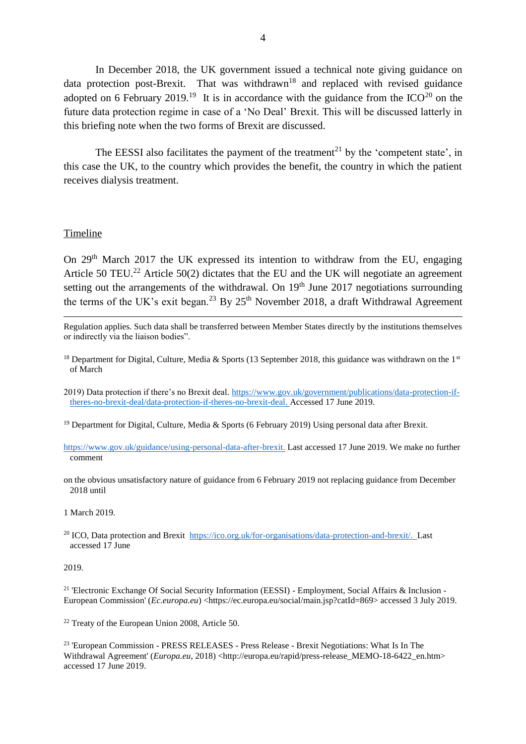In December 2018, the UK government issued a technical note giving guidance on data protection post-Brexit. That was withdrawn[18] and replaced with revised guidance adopted on 6 February 2019.[19] It is in accordance with the guidance from the ICO[20] on the future data protection regime in case of a 'No Deal' Brexit. This will be discussed latterly in this briefing note when the two forms of Brexit are discussed.

The EESSI also facilitates the payment of the treatment[21] by the 'competent state', in this case the UK, to the country which provides the benefit, the country in which the patient receives dialysis treatment.

## Timeline

On 29th March 2017 the UK expressed its intention to withdraw from the EU, engaging Article 50 TEU.[22] Article 50(2) dictates that the EU and the UK will negotiate an agreement setting out the arrangements of the withdrawal. On 19th June 2017 negotiations surrounding the terms of the UK's exit began.[23] By 25th November 2018, a draft Withdrawal Agreement

---

Regulation applies. Such data shall be transferred between Member States directly by the institutions themselves or indirectly via the liaison bodies".

[18] Department for Digital, Culture, Media & Sports (13 September 2018, this guidance was withdrawn on the 1st of March 2019) Data protection if there's no Brexit deal. https://www.gov.uk/government/publications/data-protection-if-theres-no-brexit-deal/data-protection-if-theres-no-brexit-deal. Accessed 17 June 2019.

[19] Department for Digital, Culture, Media & Sports (6 February 2019) Using personal data after Brexit. https://www.gov.uk/guidance/using-personal-data-after-brexit. Last accessed 17 June 2019. We make no further comment on the obvious unsatisfactory nature of guidance from 6 February 2019 not replacing guidance from December 2018 until 1 March 2019.

[20] ICO, Data protection and Brexit https://ico.org.uk/for-organisations/data-protection-and-brexit/. Last accessed 17 June 2019.

[21] 'Electronic Exchange Of Social Security Information (EESSI) - Employment, Social Affairs & Inclusion - European Commission' (*Ec.europa.eu*) <https://ec.europa.eu/social/main.jsp?catId=869> accessed 3 July 2019.

[22] Treaty of the European Union 2008, Article 50.

[23] 'European Commission - PRESS RELEASES - Press Release - Brexit Negotiations: What Is In The Withdrawal Agreement' (*Europa.eu*, 2018) <http://europa.eu/rapid/press-release_MEMO-18-6422_en.htm> accessed 17 June 2019.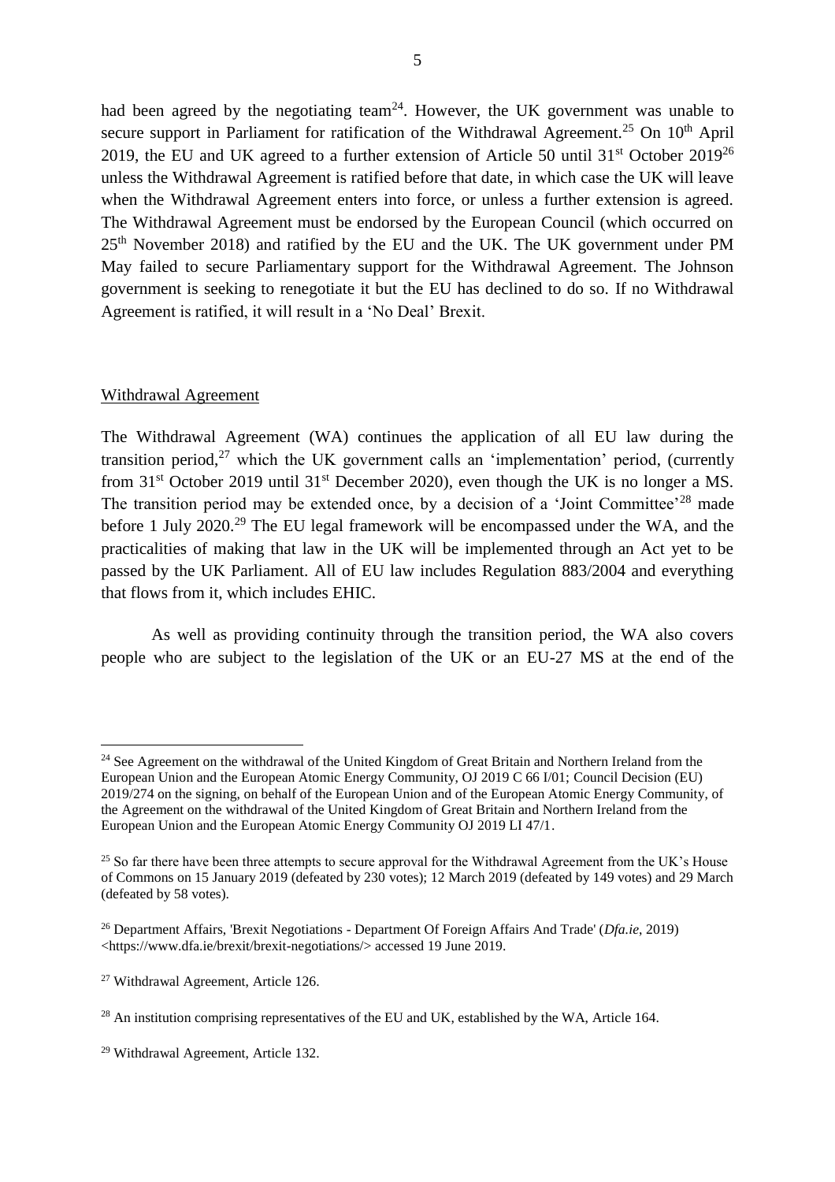had been agreed by the negotiating team[24]. However, the UK government was unable to secure support in Parliament for ratification of the Withdrawal Agreement.[25] On 10th April 2019, the EU and UK agreed to a further extension of Article 50 until 31st October 2019[26] unless the Withdrawal Agreement is ratified before that date, in which case the UK will leave when the Withdrawal Agreement enters into force, or unless a further extension is agreed. The Withdrawal Agreement must be endorsed by the European Council (which occurred on 25th November 2018) and ratified by the EU and the UK. The UK government under PM May failed to secure Parliamentary support for the Withdrawal Agreement. The Johnson government is seeking to renegotiate it but the EU has declined to do so. If no Withdrawal Agreement is ratified, it will result in a 'No Deal' Brexit.

## Withdrawal Agreement

The Withdrawal Agreement (WA) continues the application of all EU law during the transition period,[27] which the UK government calls an 'implementation' period, (currently from 31st October 2019 until 31st December 2020), even though the UK is no longer a MS. The transition period may be extended once, by a decision of a 'Joint Committee'[28] made before 1 July 2020.[29] The EU legal framework will be encompassed under the WA, and the practicalities of making that law in the UK will be implemented through an Act yet to be passed by the UK Parliament. All of EU law includes Regulation 883/2004 and everything that flows from it, which includes EHIC.

As well as providing continuity through the transition period, the WA also covers people who are subject to the legislation of the UK or an EU-27 MS at the end of the

---

[24] See Agreement on the withdrawal of the United Kingdom of Great Britain and Northern Ireland from the European Union and the European Atomic Energy Community, OJ 2019 C 66 I/01; Council Decision (EU) 2019/274 on the signing, on behalf of the European Union and of the European Atomic Energy Community, of the Agreement on the withdrawal of the United Kingdom of Great Britain and Northern Ireland from the European Union and the European Atomic Energy Community OJ 2019 LI 47/1.

[25] So far there have been three attempts to secure approval for the Withdrawal Agreement from the UK's House of Commons on 15 January 2019 (defeated by 230 votes); 12 March 2019 (defeated by 149 votes) and 29 March (defeated by 58 votes).

[26] Department Affairs, 'Brexit Negotiations - Department Of Foreign Affairs And Trade' (*Dfa.ie*, 2019) <https://www.dfa.ie/brexit/brexit-negotiations/> accessed 19 June 2019.

[27] Withdrawal Agreement, Article 126.

[28] An institution comprising representatives of the EU and UK, established by the WA, Article 164.

[29] Withdrawal Agreement, Article 132.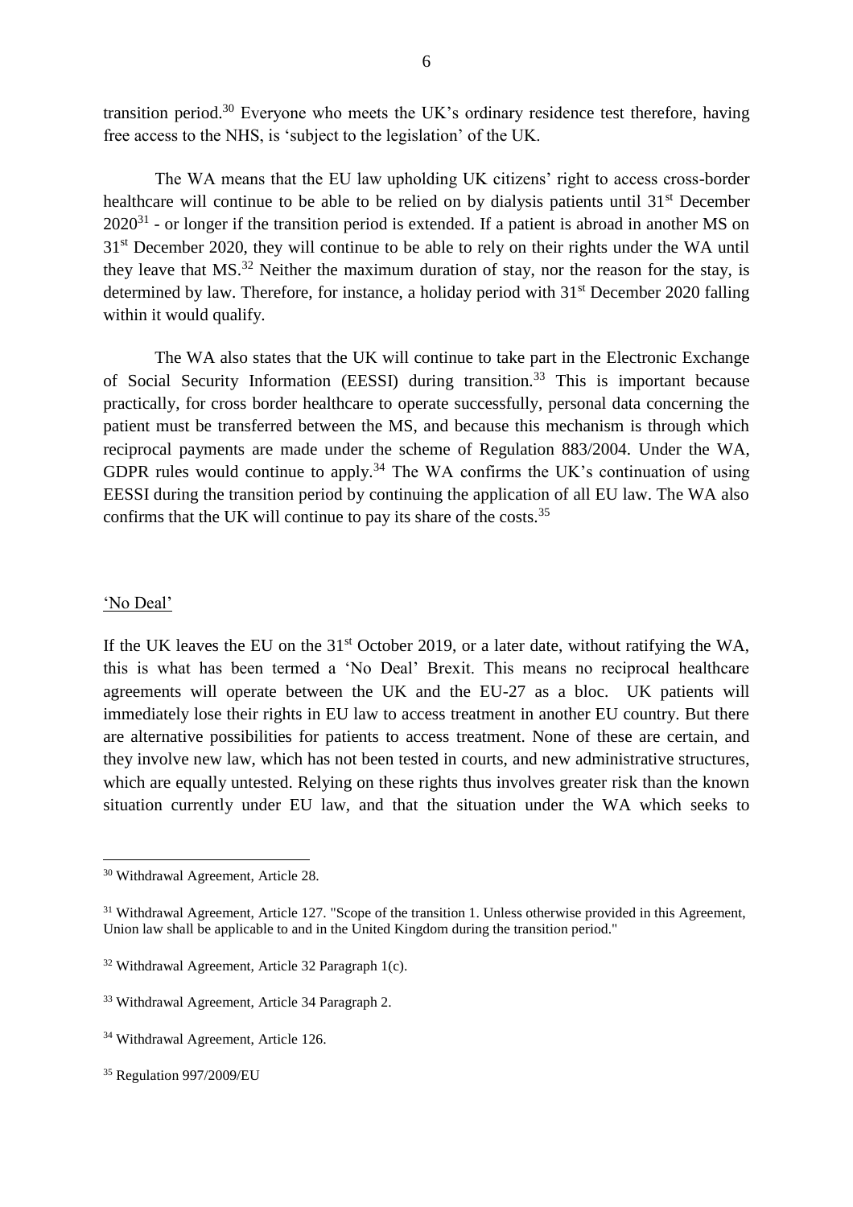transition period.[30] Everyone who meets the UK's ordinary residence test therefore, having free access to the NHS, is 'subject to the legislation' of the UK.

The WA means that the EU law upholding UK citizens' right to access cross-border healthcare will continue to be able to be relied on by dialysis patients until 31st December 2020[31] - or longer if the transition period is extended. If a patient is abroad in another MS on 31st December 2020, they will continue to be able to rely on their rights under the WA until they leave that MS.[32] Neither the maximum duration of stay, nor the reason for the stay, is determined by law. Therefore, for instance, a holiday period with 31st December 2020 falling within it would qualify.

The WA also states that the UK will continue to take part in the Electronic Exchange of Social Security Information (EESSI) during transition.[33] This is important because practically, for cross border healthcare to operate successfully, personal data concerning the patient must be transferred between the MS, and because this mechanism is through which reciprocal payments are made under the scheme of Regulation 883/2004. Under the WA, GDPR rules would continue to apply.[34] The WA confirms the UK's continuation of using EESSI during the transition period by continuing the application of all EU law. The WA also confirms that the UK will continue to pay its share of the costs.[35]

'No Deal'

If the UK leaves the EU on the 31st October 2019, or a later date, without ratifying the WA, this is what has been termed a 'No Deal' Brexit. This means no reciprocal healthcare agreements will operate between the UK and the EU-27 as a bloc. UK patients will immediately lose their rights in EU law to access treatment in another EU country. But there are alternative possibilities for patients to access treatment. None of these are certain, and they involve new law, which has not been tested in courts, and new administrative structures, which are equally untested. Relying on these rights thus involves greater risk than the known situation currently under EU law, and that the situation under the WA which seeks to

---

[30] Withdrawal Agreement, Article 28.

[31] Withdrawal Agreement, Article 127. "Scope of the transition 1. Unless otherwise provided in this Agreement, Union law shall be applicable to and in the United Kingdom during the transition period."

[32] Withdrawal Agreement, Article 32 Paragraph 1(c).

[33] Withdrawal Agreement, Article 34 Paragraph 2.

[34] Withdrawal Agreement, Article 126.

[35] Regulation 997/2009/EU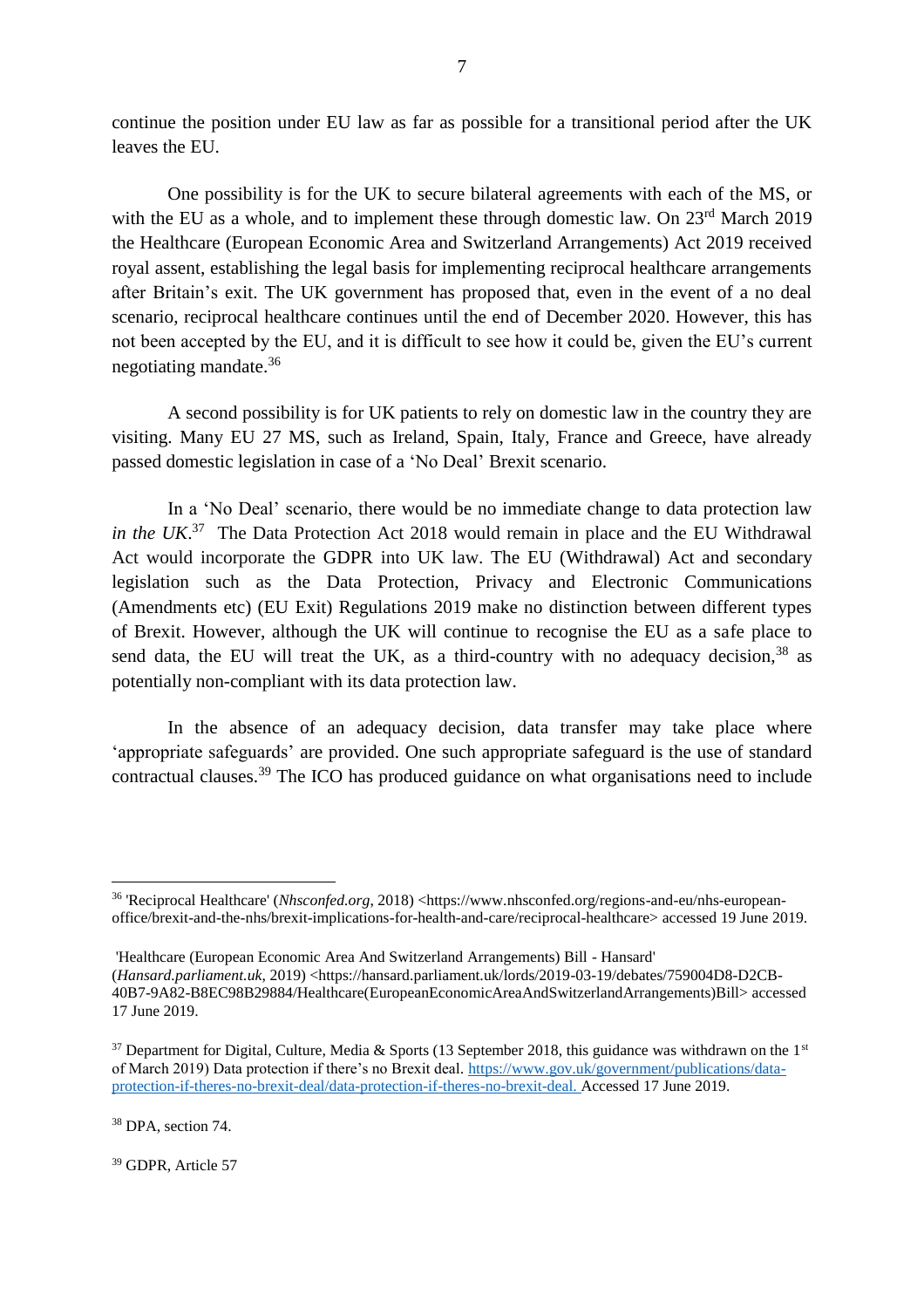continue the position under EU law as far as possible for a transitional period after the UK leaves the EU.

One possibility is for the UK to secure bilateral agreements with each of the MS, or with the EU as a whole, and to implement these through domestic law. On 23rd March 2019 the Healthcare (European Economic Area and Switzerland Arrangements) Act 2019 received royal assent, establishing the legal basis for implementing reciprocal healthcare arrangements after Britain's exit. The UK government has proposed that, even in the event of a no deal scenario, reciprocal healthcare continues until the end of December 2020. However, this has not been accepted by the EU, and it is difficult to see how it could be, given the EU's current negotiating mandate.[36]

A second possibility is for UK patients to rely on domestic law in the country they are visiting. Many EU 27 MS, such as Ireland, Spain, Italy, France and Greece, have already passed domestic legislation in case of a 'No Deal' Brexit scenario.

In a 'No Deal' scenario, there would be no immediate change to data protection law *in the UK*.[37] The Data Protection Act 2018 would remain in place and the EU Withdrawal Act would incorporate the GDPR into UK law. The EU (Withdrawal) Act and secondary legislation such as the Data Protection, Privacy and Electronic Communications (Amendments etc) (EU Exit) Regulations 2019 make no distinction between different types of Brexit. However, although the UK will continue to recognise the EU as a safe place to send data, the EU will treat the UK, as a third-country with no adequacy decision,[38] as potentially non-compliant with its data protection law.

In the absence of an adequacy decision, data transfer may take place where 'appropriate safeguards' are provided. One such appropriate safeguard is the use of standard contractual clauses.[39] The ICO has produced guidance on what organisations need to include

---

[36] 'Reciprocal Healthcare' (*Nhsconfed.org*, 2018) <https://www.nhsconfed.org/regions-and-eu/nhs-european-office/brexit-and-the-nhs/brexit-implications-for-health-and-care/reciprocal-healthcare> accessed 19 June 2019.

'Healthcare (European Economic Area And Switzerland Arrangements) Bill - Hansard' (*Hansard.parliament.uk*, 2019) <https://hansard.parliament.uk/lords/2019-03-19/debates/759004D8-D2CB-40B7-9A82-B8EC98B29884/Healthcare(EuropeanEconomicAreaAndSwitzerlandArrangements)Bill> accessed 17 June 2019.

[37] Department for Digital, Culture, Media & Sports (13 September 2018, this guidance was withdrawn on the 1st of March 2019) Data protection if there's no Brexit deal. https://www.gov.uk/government/publications/data-protection-if-theres-no-brexit-deal/data-protection-if-theres-no-brexit-deal. Accessed 17 June 2019.

[38] DPA, section 74.

[39] GDPR, Article 57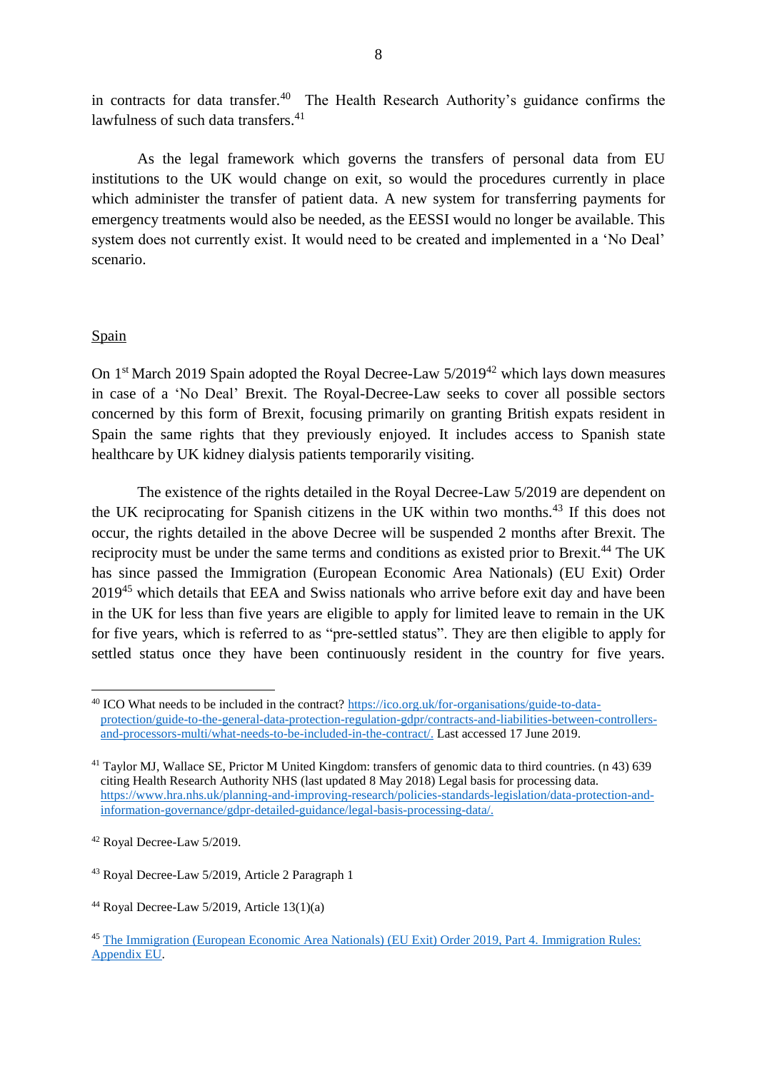in contracts for data transfer.[40] The Health Research Authority's guidance confirms the lawfulness of such data transfers.[41]

As the legal framework which governs the transfers of personal data from EU institutions to the UK would change on exit, so would the procedures currently in place which administer the transfer of patient data. A new system for transferring payments for emergency treatments would also be needed, as the EESSI would no longer be available. This system does not currently exist. It would need to be created and implemented in a 'No Deal' scenario.

## Spain

On 1st March 2019 Spain adopted the Royal Decree-Law 5/2019[42] which lays down measures in case of a 'No Deal' Brexit. The Royal-Decree-Law seeks to cover all possible sectors concerned by this form of Brexit, focusing primarily on granting British expats resident in Spain the same rights that they previously enjoyed. It includes access to Spanish state healthcare by UK kidney dialysis patients temporarily visiting.

The existence of the rights detailed in the Royal Decree-Law 5/2019 are dependent on the UK reciprocating for Spanish citizens in the UK within two months.[43] If this does not occur, the rights detailed in the above Decree will be suspended 2 months after Brexit. The reciprocity must be under the same terms and conditions as existed prior to Brexit.[44] The UK has since passed the Immigration (European Economic Area Nationals) (EU Exit) Order 2019[45] which details that EEA and Swiss nationals who arrive before exit day and have been in the UK for less than five years are eligible to apply for limited leave to remain in the UK for five years, which is referred to as "pre-settled status". They are then eligible to apply for settled status once they have been continuously resident in the country for five years.

---

[40] ICO What needs to be included in the contract? https://ico.org.uk/for-organisations/guide-to-data-protection/guide-to-the-general-data-protection-regulation-gdpr/contracts-and-liabilities-between-controllers-and-processors-multi/what-needs-to-be-included-in-the-contract/. Last accessed 17 June 2019.

[41] Taylor MJ, Wallace SE, Prictor M United Kingdom: transfers of genomic data to third countries. (n 43) 639 citing Health Research Authority NHS (last updated 8 May 2018) Legal basis for processing data. https://www.hra.nhs.uk/planning-and-improving-research/policies-standards-legislation/data-protection-and-information-governance/gdpr-detailed-guidance/legal-basis-processing-data/.

[42] Royal Decree-Law 5/2019.

[43] Royal Decree-Law 5/2019, Article 2 Paragraph 1

[44] Royal Decree-Law 5/2019, Article 13(1)(a)

[45] The Immigration (European Economic Area Nationals) (EU Exit) Order 2019, Part 4. Immigration Rules: Appendix EU.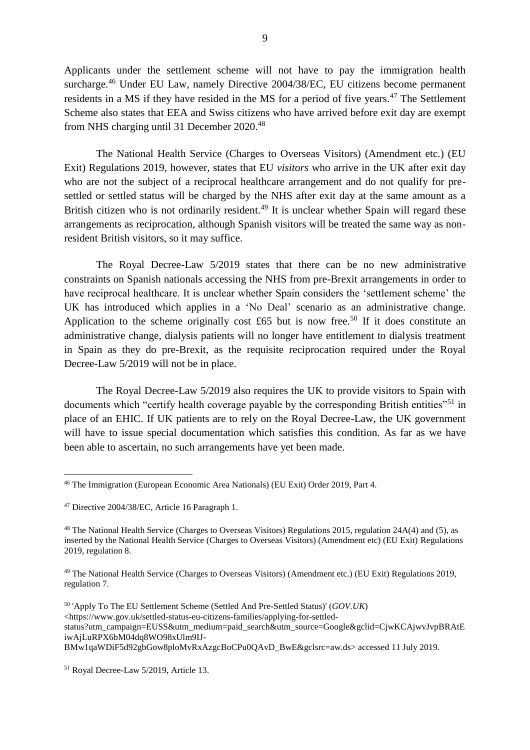Applicants under the settlement scheme will not have to pay the immigration health surcharge.[46] Under EU Law, namely Directive 2004/38/EC, EU citizens become permanent residents in a MS if they have resided in the MS for a period of five years.[47] The Settlement Scheme also states that EEA and Swiss citizens who have arrived before exit day are exempt from NHS charging until 31 December 2020.[48]

The National Health Service (Charges to Overseas Visitors) (Amendment etc.) (EU Exit) Regulations 2019, however, states that EU *visitors* who arrive in the UK after exit day who are not the subject of a reciprocal healthcare arrangement and do not qualify for pre-settled or settled status will be charged by the NHS after exit day at the same amount as a British citizen who is not ordinarily resident.[49] It is unclear whether Spain will regard these arrangements as reciprocation, although Spanish visitors will be treated the same way as non-resident British visitors, so it may suffice.

The Royal Decree-Law 5/2019 states that there can be no new administrative constraints on Spanish nationals accessing the NHS from pre-Brexit arrangements in order to have reciprocal healthcare. It is unclear whether Spain considers the 'settlement scheme' the UK has introduced which applies in a 'No Deal' scenario as an administrative change. Application to the scheme originally cost £65 but is now free.[50] If it does constitute an administrative change, dialysis patients will no longer have entitlement to dialysis treatment in Spain as they do pre-Brexit, as the requisite reciprocation required under the Royal Decree-Law 5/2019 will not be in place.

The Royal Decree-Law 5/2019 also requires the UK to provide visitors to Spain with documents which "certify health coverage payable by the corresponding British entities"[51] in place of an EHIC. If UK patients are to rely on the Royal Decree-Law, the UK government will have to issue special documentation which satisfies this condition. As far as we have been able to ascertain, no such arrangements have yet been made.

---

[46] The Immigration (European Economic Area Nationals) (EU Exit) Order 2019, Part 4.

[47] Directive 2004/38/EC, Article 16 Paragraph 1.

[48] The National Health Service (Charges to Overseas Visitors) Regulations 2015, regulation 24A(4) and (5), as inserted by the National Health Service (Charges to Overseas Visitors) (Amendment etc) (EU Exit) Regulations 2019, regulation 8.

[49] The National Health Service (Charges to Overseas Visitors) (Amendment etc.) (EU Exit) Regulations 2019, regulation 7.

[50] 'Apply To The EU Settlement Scheme (Settled And Pre-Settled Status)' (*GOV.UK*) <https://www.gov.uk/settled-status-eu-citizens-families/applying-for-settled-status?utm_campaign=EUSS&utm_medium=paid_search&utm_source=Google&gclid=CjwKCAjwvJvpBRAtEiwAjLuRPX6bM04dq8WO98xUlm9IJ-BMw1qaWDiF5d92gbGow8ploMvRxAzgcBoCPu0QAvD_BwE&gclsrc=aw.ds> accessed 11 July 2019.

[51] Royal Decree-Law 5/2019, Article 13.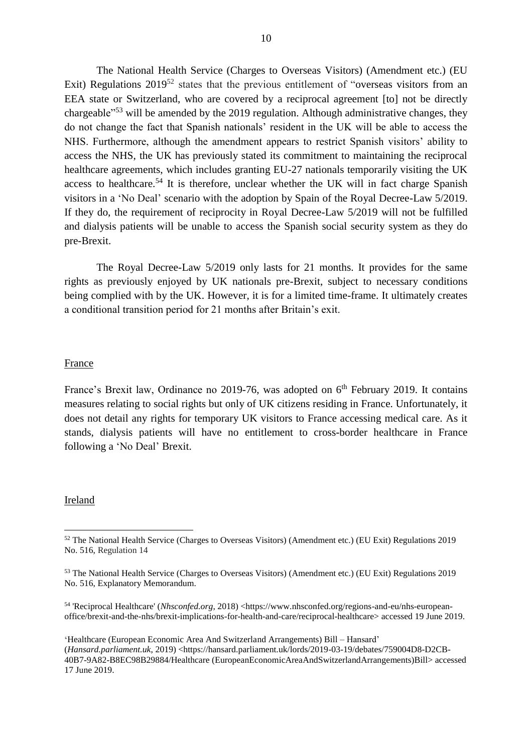The National Health Service (Charges to Overseas Visitors) (Amendment etc.) (EU Exit) Regulations 2019[52] states that the previous entitlement of "overseas visitors from an EEA state or Switzerland, who are covered by a reciprocal agreement [to] not be directly chargeable"[53] will be amended by the 2019 regulation. Although administrative changes, they do not change the fact that Spanish nationals' resident in the UK will be able to access the NHS. Furthermore, although the amendment appears to restrict Spanish visitors' ability to access the NHS, the UK has previously stated its commitment to maintaining the reciprocal healthcare agreements, which includes granting EU-27 nationals temporarily visiting the UK access to healthcare.[54] It is therefore, unclear whether the UK will in fact charge Spanish visitors in a 'No Deal' scenario with the adoption by Spain of the Royal Decree-Law 5/2019. If they do, the requirement of reciprocity in Royal Decree-Law 5/2019 will not be fulfilled and dialysis patients will be unable to access the Spanish social security system as they do pre-Brexit.

The Royal Decree-Law 5/2019 only lasts for 21 months. It provides for the same rights as previously enjoyed by UK nationals pre-Brexit, subject to necessary conditions being complied with by the UK. However, it is for a limited time-frame. It ultimately creates a conditional transition period for 21 months after Britain's exit.

## France

France's Brexit law, Ordinance no 2019-76, was adopted on 6th February 2019. It contains measures relating to social rights but only of UK citizens residing in France. Unfortunately, it does not detail any rights for temporary UK visitors to France accessing medical care. As it stands, dialysis patients will have no entitlement to cross-border healthcare in France following a 'No Deal' Brexit.

## Ireland

---

[52] The National Health Service (Charges to Overseas Visitors) (Amendment etc.) (EU Exit) Regulations 2019 No. 516, Regulation 14

[53] The National Health Service (Charges to Overseas Visitors) (Amendment etc.) (EU Exit) Regulations 2019 No. 516, Explanatory Memorandum.

[54] 'Reciprocal Healthcare' (*Nhsconfed.org*, 2018) <https://www.nhsconfed.org/regions-and-eu/nhs-european-office/brexit-and-the-nhs/brexit-implications-for-health-and-care/reciprocal-healthcare> accessed 19 June 2019.

'Healthcare (European Economic Area And Switzerland Arrangements) Bill – Hansard' (*Hansard.parliament.uk*, 2019) <https://hansard.parliament.uk/lords/2019-03-19/debates/759004D8-D2CB-40B7-9A82-B8EC98B29884/Healthcare (EuropeanEconomicAreaAndSwitzerlandArrangements)Bill> accessed 17 June 2019.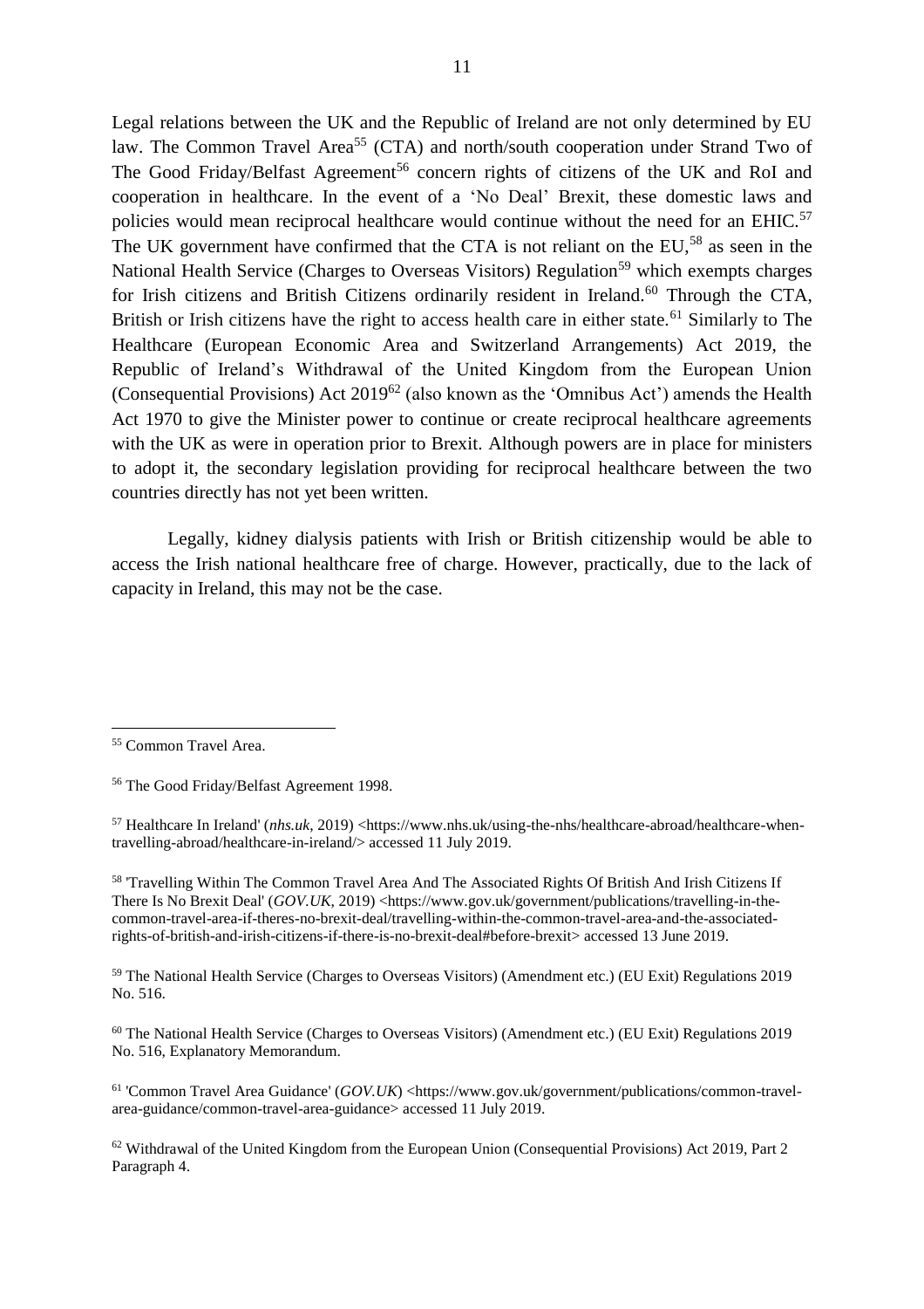Legal relations between the UK and the Republic of Ireland are not only determined by EU law. The Common Travel Area[55] (CTA) and north/south cooperation under Strand Two of The Good Friday/Belfast Agreement[56] concern rights of citizens of the UK and RoI and cooperation in healthcare. In the event of a 'No Deal' Brexit, these domestic laws and policies would mean reciprocal healthcare would continue without the need for an EHIC.[57] The UK government have confirmed that the CTA is not reliant on the EU,[58] as seen in the National Health Service (Charges to Overseas Visitors) Regulation[59] which exempts charges for Irish citizens and British Citizens ordinarily resident in Ireland.[60] Through the CTA, British or Irish citizens have the right to access health care in either state.[61] Similarly to The Healthcare (European Economic Area and Switzerland Arrangements) Act 2019, the Republic of Ireland's Withdrawal of the United Kingdom from the European Union (Consequential Provisions) Act 2019[62] (also known as the 'Omnibus Act') amends the Health Act 1970 to give the Minister power to continue or create reciprocal healthcare agreements with the UK as were in operation prior to Brexit. Although powers are in place for ministers to adopt it, the secondary legislation providing for reciprocal healthcare between the two countries directly has not yet been written.

Legally, kidney dialysis patients with Irish or British citizenship would be able to access the Irish national healthcare free of charge. However, practically, due to the lack of capacity in Ireland, this may not be the case.

---

[55] Common Travel Area.

[56] The Good Friday/Belfast Agreement 1998.

[57] Healthcare In Ireland' (*nhs.uk*, 2019) <https://www.nhs.uk/using-the-nhs/healthcare-abroad/healthcare-when-travelling-abroad/healthcare-in-ireland/> accessed 11 July 2019.

[58] 'Travelling Within The Common Travel Area And The Associated Rights Of British And Irish Citizens If There Is No Brexit Deal' (*GOV.UK*, 2019) <https://www.gov.uk/government/publications/travelling-in-the-common-travel-area-if-theres-no-brexit-deal/travelling-within-the-common-travel-area-and-the-associated-rights-of-british-and-irish-citizens-if-there-is-no-brexit-deal#before-brexit> accessed 13 June 2019.

[59] The National Health Service (Charges to Overseas Visitors) (Amendment etc.) (EU Exit) Regulations 2019 No. 516.

[60] The National Health Service (Charges to Overseas Visitors) (Amendment etc.) (EU Exit) Regulations 2019 No. 516, Explanatory Memorandum.

[61] 'Common Travel Area Guidance' (*GOV.UK*) <https://www.gov.uk/government/publications/common-travel-area-guidance/common-travel-area-guidance> accessed 11 July 2019.

[62] Withdrawal of the United Kingdom from the European Union (Consequential Provisions) Act 2019, Part 2 Paragraph 4.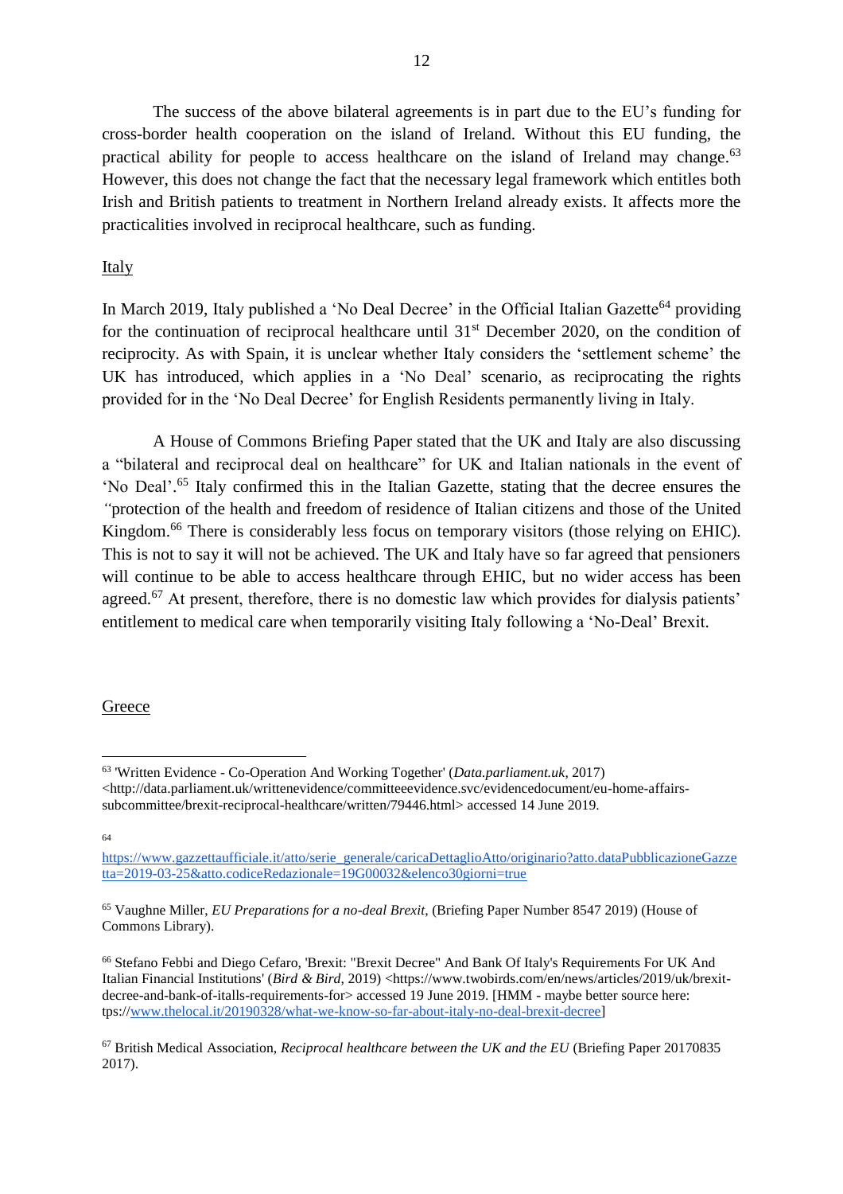The success of the above bilateral agreements is in part due to the EU's funding for cross-border health cooperation on the island of Ireland. Without this EU funding, the practical ability for people to access healthcare on the island of Ireland may change.[63] However, this does not change the fact that the necessary legal framework which entitles both Irish and British patients to treatment in Northern Ireland already exists. It affects more the practicalities involved in reciprocal healthcare, such as funding.

Italy

In March 2019, Italy published a 'No Deal Decree' in the Official Italian Gazette[64] providing for the continuation of reciprocal healthcare until 31st December 2020, on the condition of reciprocity. As with Spain, it is unclear whether Italy considers the 'settlement scheme' the UK has introduced, which applies in a 'No Deal' scenario, as reciprocating the rights provided for in the 'No Deal Decree' for English Residents permanently living in Italy.

A House of Commons Briefing Paper stated that the UK and Italy are also discussing a "bilateral and reciprocal deal on healthcare" for UK and Italian nationals in the event of 'No Deal'.[65] Italy confirmed this in the Italian Gazette, stating that the decree ensures the *"*protection of the health and freedom of residence of Italian citizens and those of the United Kingdom.[66] There is considerably less focus on temporary visitors (those relying on EHIC). This is not to say it will not be achieved. The UK and Italy have so far agreed that pensioners will continue to be able to access healthcare through EHIC, but no wider access has been agreed.[67] At present, therefore, there is no domestic law which provides for dialysis patients' entitlement to medical care when temporarily visiting Italy following a 'No-Deal' Brexit.

Greece

---

[63] 'Written Evidence - Co-Operation And Working Together' (*Data.parliament.uk*, 2017) <http://data.parliament.uk/writtenevidence/committeeevidence.svc/evidencedocument/eu-home-affairs-subcommittee/brexit-reciprocal-healthcare/written/79446.html> accessed 14 June 2019.

[64] https://www.gazzettaufficiale.it/atto/serie_generale/caricaDettaglioAtto/originario?atto.dataPubblicazioneGazzetta=2019-03-25&atto.codiceRedazionale=19G00032&elenco30giorni=true

[65] Vaughne Miller, *EU Preparations for a no-deal Brexit*, (Briefing Paper Number 8547 2019) (House of Commons Library).

[66] Stefano Febbi and Diego Cefaro, 'Brexit: "Brexit Decree" And Bank Of Italy's Requirements For UK And Italian Financial Institutions' (*Bird & Bird*, 2019) <https://www.twobirds.com/en/news/articles/2019/uk/brexit-decree-and-bank-of-italls-requirements-for> accessed 19 June 2019. [HMM - maybe better source here: tps://www.thelocal.it/20190328/what-we-know-so-far-about-italy-no-deal-brexit-decree]

[67] British Medical Association, *Reciprocal healthcare between the UK and the EU* (Briefing Paper 20170835 2017).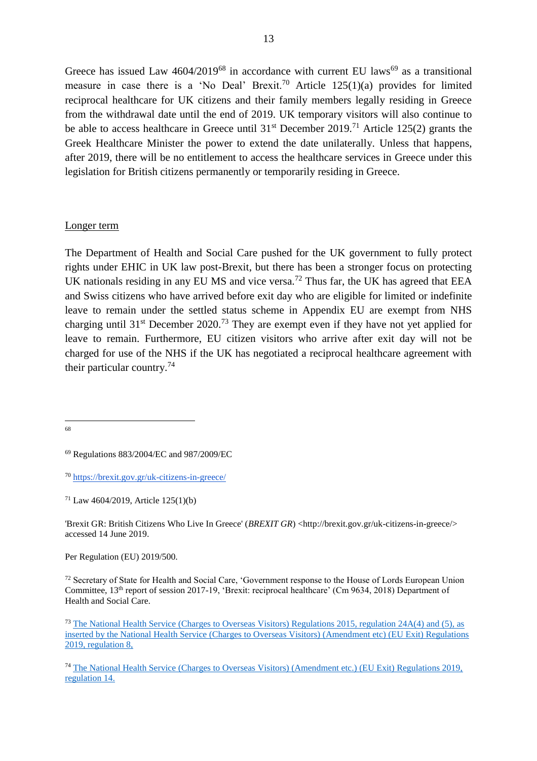Greece has issued Law 4604/2019[68] in accordance with current EU laws[69] as a transitional measure in case there is a 'No Deal' Brexit.[70] Article 125(1)(a) provides for limited reciprocal healthcare for UK citizens and their family members legally residing in Greece from the withdrawal date until the end of 2019. UK temporary visitors will also continue to be able to access healthcare in Greece until 31st December 2019.[71] Article 125(2) grants the Greek Healthcare Minister the power to extend the date unilaterally. Unless that happens, after 2019, there will be no entitlement to access the healthcare services in Greece under this legislation for British citizens permanently or temporarily residing in Greece.

Longer term

The Department of Health and Social Care pushed for the UK government to fully protect rights under EHIC in UK law post-Brexit, but there has been a stronger focus on protecting UK nationals residing in any EU MS and vice versa.[72] Thus far, the UK has agreed that EEA and Swiss citizens who have arrived before exit day who are eligible for limited or indefinite leave to remain under the settled status scheme in Appendix EU are exempt from NHS charging until 31st December 2020.[73] They are exempt even if they have not yet applied for leave to remain. Furthermore, EU citizen visitors who arrive after exit day will not be charged for use of the NHS if the UK has negotiated a reciprocal healthcare agreement with their particular country.[74]

---

[68]

[69] Regulations 883/2004/EC and 987/2009/EC

[70] https://brexit.gov.gr/uk-citizens-in-greece/

[71] Law 4604/2019, Article 125(1)(b)

'Brexit GR: British Citizens Who Live In Greece' (*BREXIT GR*) <http://brexit.gov.gr/uk-citizens-in-greece/> accessed 14 June 2019.

Per Regulation (EU) 2019/500.

[72] Secretary of State for Health and Social Care, 'Government response to the House of Lords European Union Committee, 13th report of session 2017-19, 'Brexit: reciprocal healthcare' (Cm 9634, 2018) Department of Health and Social Care.

[73] The National Health Service (Charges to Overseas Visitors) Regulations 2015, regulation 24A(4) and (5), as inserted by the National Health Service (Charges to Overseas Visitors) (Amendment etc) (EU Exit) Regulations 2019, regulation 8,

[74] The National Health Service (Charges to Overseas Visitors) (Amendment etc.) (EU Exit) Regulations 2019, regulation 14.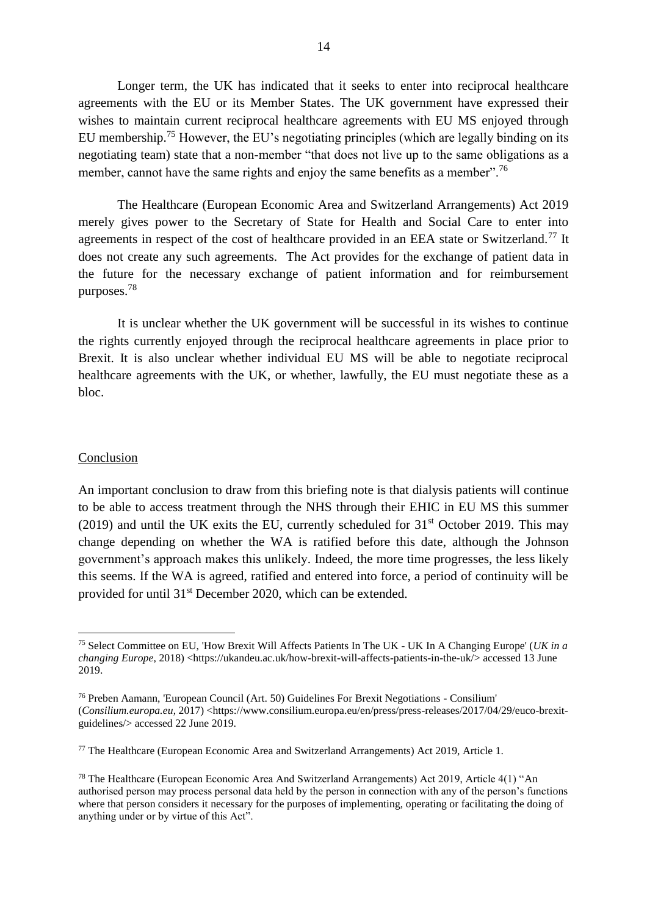Longer term, the UK has indicated that it seeks to enter into reciprocal healthcare agreements with the EU or its Member States. The UK government have expressed their wishes to maintain current reciprocal healthcare agreements with EU MS enjoyed through EU membership.[75] However, the EU's negotiating principles (which are legally binding on its negotiating team) state that a non-member "that does not live up to the same obligations as a member, cannot have the same rights and enjoy the same benefits as a member".[76]

The Healthcare (European Economic Area and Switzerland Arrangements) Act 2019 merely gives power to the Secretary of State for Health and Social Care to enter into agreements in respect of the cost of healthcare provided in an EEA state or Switzerland.[77] It does not create any such agreements. The Act provides for the exchange of patient data in the future for the necessary exchange of patient information and for reimbursement purposes.[78]

It is unclear whether the UK government will be successful in its wishes to continue the rights currently enjoyed through the reciprocal healthcare agreements in place prior to Brexit. It is also unclear whether individual EU MS will be able to negotiate reciprocal healthcare agreements with the UK, or whether, lawfully, the EU must negotiate these as a bloc.

## Conclusion

An important conclusion to draw from this briefing note is that dialysis patients will continue to be able to access treatment through the NHS through their EHIC in EU MS this summer (2019) and until the UK exits the EU, currently scheduled for 31st October 2019. This may change depending on whether the WA is ratified before this date, although the Johnson government's approach makes this unlikely. Indeed, the more time progresses, the less likely this seems. If the WA is agreed, ratified and entered into force, a period of continuity will be provided for until 31st December 2020, which can be extended.

---

[75] Select Committee on EU, 'How Brexit Will Affects Patients In The UK - UK In A Changing Europe' (*UK in a changing Europe*, 2018) <https://ukandeu.ac.uk/how-brexit-will-affects-patients-in-the-uk/> accessed 13 June 2019.

[76] Preben Aamann, 'European Council (Art. 50) Guidelines For Brexit Negotiations - Consilium' (*Consilium.europa.eu*, 2017) <https://www.consilium.europa.eu/en/press/press-releases/2017/04/29/euco-brexit-guidelines/> accessed 22 June 2019.

[77] The Healthcare (European Economic Area and Switzerland Arrangements) Act 2019, Article 1.

[78] The Healthcare (European Economic Area And Switzerland Arrangements) Act 2019, Article 4(1) "An authorised person may process personal data held by the person in connection with any of the person's functions where that person considers it necessary for the purposes of implementing, operating or facilitating the doing of anything under or by virtue of this Act".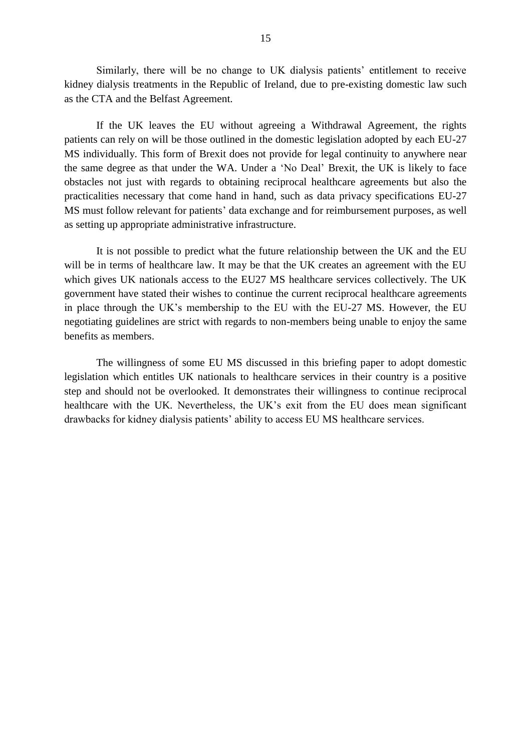Similarly, there will be no change to UK dialysis patients' entitlement to receive kidney dialysis treatments in the Republic of Ireland, due to pre-existing domestic law such as the CTA and the Belfast Agreement.

If the UK leaves the EU without agreeing a Withdrawal Agreement, the rights patients can rely on will be those outlined in the domestic legislation adopted by each EU-27 MS individually. This form of Brexit does not provide for legal continuity to anywhere near the same degree as that under the WA. Under a 'No Deal' Brexit, the UK is likely to face obstacles not just with regards to obtaining reciprocal healthcare agreements but also the practicalities necessary that come hand in hand, such as data privacy specifications EU-27 MS must follow relevant for patients' data exchange and for reimbursement purposes, as well as setting up appropriate administrative infrastructure.

It is not possible to predict what the future relationship between the UK and the EU will be in terms of healthcare law. It may be that the UK creates an agreement with the EU which gives UK nationals access to the EU27 MS healthcare services collectively. The UK government have stated their wishes to continue the current reciprocal healthcare agreements in place through the UK's membership to the EU with the EU-27 MS. However, the EU negotiating guidelines are strict with regards to non-members being unable to enjoy the same benefits as members.

The willingness of some EU MS discussed in this briefing paper to adopt domestic legislation which entitles UK nationals to healthcare services in their country is a positive step and should not be overlooked. It demonstrates their willingness to continue reciprocal healthcare with the UK. Nevertheless, the UK's exit from the EU does mean significant drawbacks for kidney dialysis patients' ability to access EU MS healthcare services.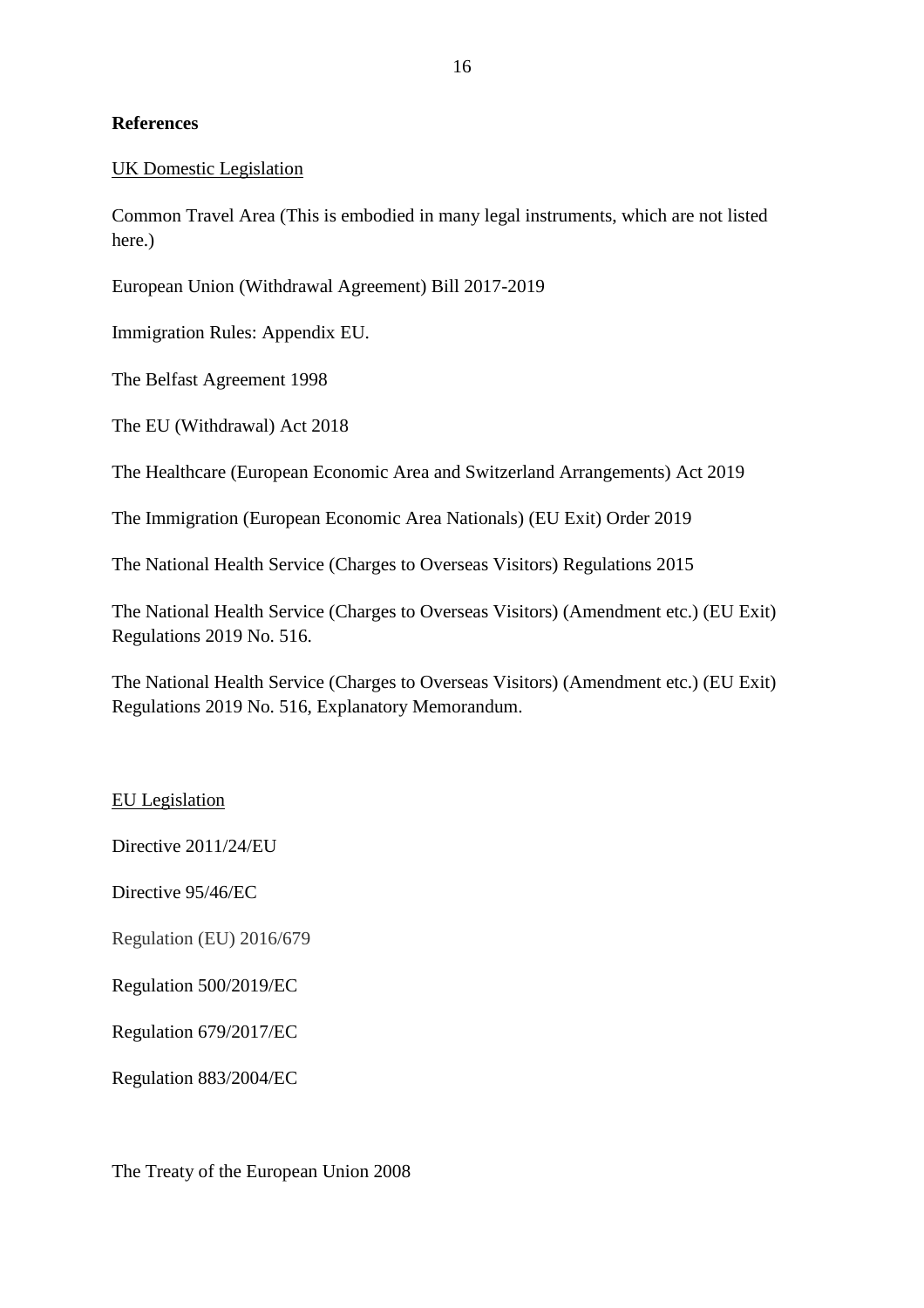## References

UK Domestic Legislation

Common Travel Area (This is embodied in many legal instruments, which are not listed here.)

European Union (Withdrawal Agreement) Bill 2017-2019

Immigration Rules: Appendix EU.

The Belfast Agreement 1998

The EU (Withdrawal) Act 2018

The Healthcare (European Economic Area and Switzerland Arrangements) Act 2019

The Immigration (European Economic Area Nationals) (EU Exit) Order 2019

The National Health Service (Charges to Overseas Visitors) Regulations 2015

The National Health Service (Charges to Overseas Visitors) (Amendment etc.) (EU Exit) Regulations 2019 No. 516.

The National Health Service (Charges to Overseas Visitors) (Amendment etc.) (EU Exit) Regulations 2019 No. 516, Explanatory Memorandum.

EU Legislation

Directive 2011/24/EU

Directive 95/46/EC

Regulation (EU) 2016/679

Regulation 500/2019/EC

Regulation 679/2017/EC

Regulation 883/2004/EC

The Treaty of the European Union 2008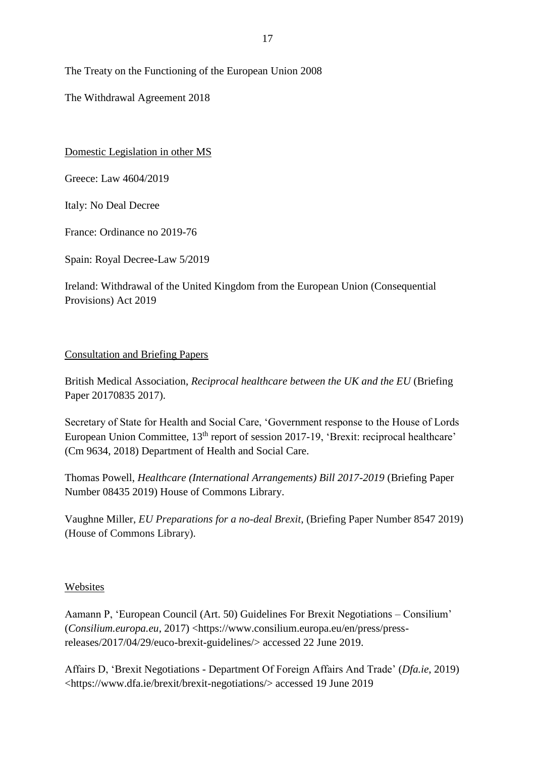The Treaty on the Functioning of the European Union 2008

The Withdrawal Agreement 2018

<u>Domestic Legislation in other MS</u>

Greece: Law 4604/2019

Italy: No Deal Decree

France: Ordinance no 2019-76

Spain: Royal Decree-Law 5/2019

Ireland: Withdrawal of the United Kingdom from the European Union (Consequential Provisions) Act 2019

<u>Consultation and Briefing Papers</u>

British Medical Association, *Reciprocal healthcare between the UK and the EU* (Briefing Paper 20170835 2017).

Secretary of State for Health and Social Care, 'Government response to the House of Lords European Union Committee, 13th report of session 2017-19, 'Brexit: reciprocal healthcare' (Cm 9634, 2018) Department of Health and Social Care.

Thomas Powell, *Healthcare (International Arrangements) Bill 2017-2019* (Briefing Paper Number 08435 2019) House of Commons Library.

Vaughne Miller, *EU Preparations for a no-deal Brexit*, (Briefing Paper Number 8547 2019) (House of Commons Library).

<u>Websites</u>

Aamann P, 'European Council (Art. 50) Guidelines For Brexit Negotiations – Consilium' (*Consilium.europa.eu*, 2017) <https://www.consilium.europa.eu/en/press/press-releases/2017/04/29/euco-brexit-guidelines/> accessed 22 June 2019.

Affairs D, 'Brexit Negotiations - Department Of Foreign Affairs And Trade' (*Dfa.ie*, 2019) <https://www.dfa.ie/brexit/brexit-negotiations/> accessed 19 June 2019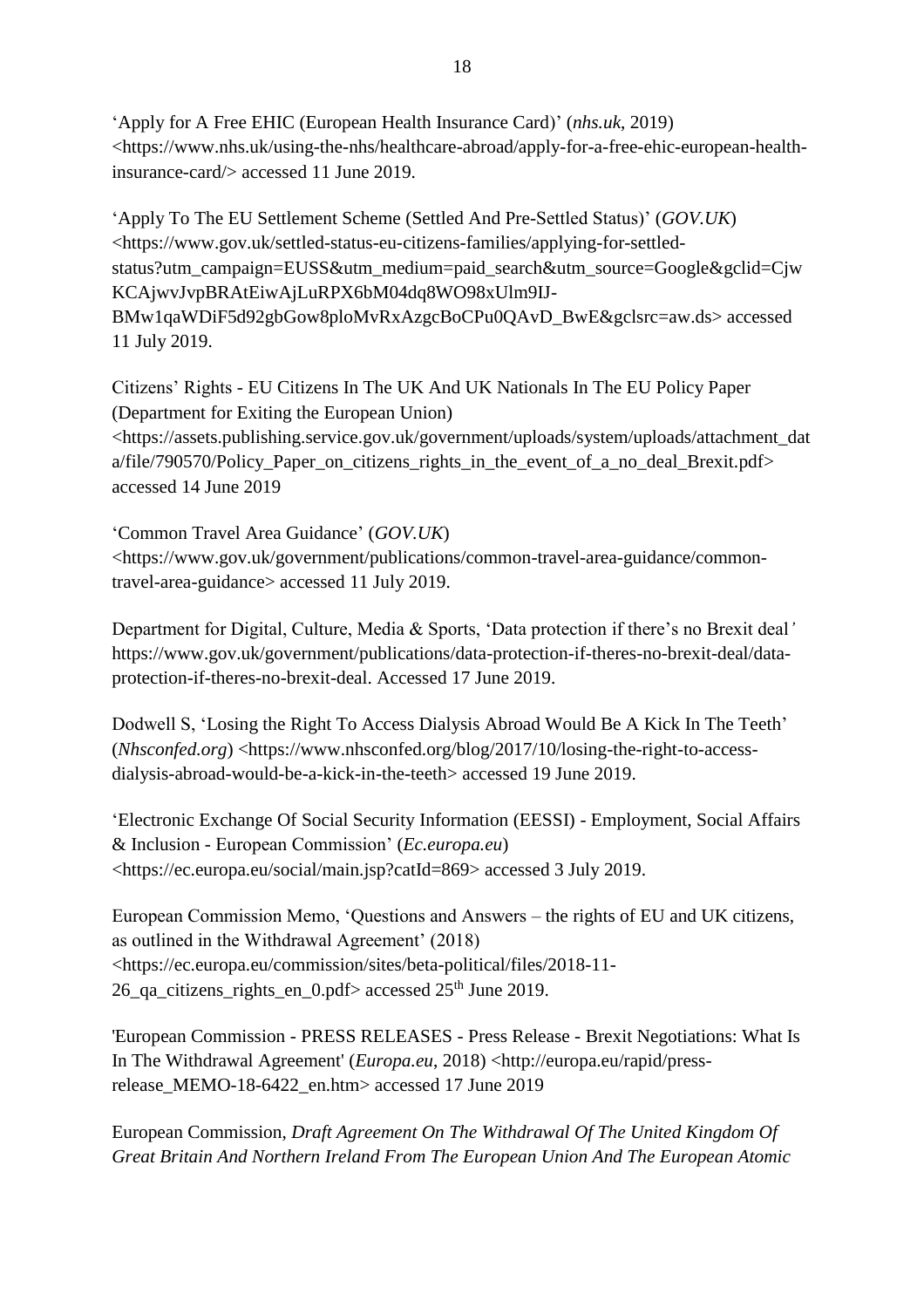'Apply for A Free EHIC (European Health Insurance Card)' (*nhs.uk*, 2019) <https://www.nhs.uk/using-the-nhs/healthcare-abroad/apply-for-a-free-ehic-european-health-insurance-card/> accessed 11 June 2019.

'Apply To The EU Settlement Scheme (Settled And Pre-Settled Status)' (*GOV.UK*) <https://www.gov.uk/settled-status-eu-citizens-families/applying-for-settled-status?utm_campaign=EUSS&utm_medium=paid_search&utm_source=Google&gclid=CjwKCAjwvJvpBRAtEiwAjLuRPX6bM04dq8WO98xUlm9IJ-BMw1qaWDiF5d92gbGow8ploMvRxAzgcBoCPu0QAvD_BwE&gclsrc=aw.ds> accessed 11 July 2019.

Citizens' Rights - EU Citizens In The UK And UK Nationals In The EU Policy Paper (Department for Exiting the European Union) <https://assets.publishing.service.gov.uk/government/uploads/system/uploads/attachment_data/file/790570/Policy_Paper_on_citizens_rights_in_the_event_of_a_no_deal_Brexit.pdf> accessed 14 June 2019

'Common Travel Area Guidance' (*GOV.UK*) <https://www.gov.uk/government/publications/common-travel-area-guidance/common-travel-area-guidance> accessed 11 July 2019.

Department for Digital, Culture, Media & Sports, 'Data protection if there's no Brexit deal' https://www.gov.uk/government/publications/data-protection-if-theres-no-brexit-deal/data-protection-if-theres-no-brexit-deal. Accessed 17 June 2019.

Dodwell S, 'Losing the Right To Access Dialysis Abroad Would Be A Kick In The Teeth' (*Nhsconfed.org*) <https://www.nhsconfed.org/blog/2017/10/losing-the-right-to-access-dialysis-abroad-would-be-a-kick-in-the-teeth> accessed 19 June 2019.

'Electronic Exchange Of Social Security Information (EESSI) - Employment, Social Affairs & Inclusion - European Commission' (*Ec.europa.eu*) <https://ec.europa.eu/social/main.jsp?catId=869> accessed 3 July 2019.

European Commission Memo, 'Questions and Answers – the rights of EU and UK citizens, as outlined in the Withdrawal Agreement' (2018) <https://ec.europa.eu/commission/sites/beta-political/files/2018-11-26_qa_citizens_rights_en_0.pdf> accessed 25th June 2019.

'European Commission - PRESS RELEASES - Press Release - Brexit Negotiations: What Is In The Withdrawal Agreement' (*Europa.eu*, 2018) <http://europa.eu/rapid/press-release_MEMO-18-6422_en.htm> accessed 17 June 2019

European Commission, *Draft Agreement On The Withdrawal Of The United Kingdom Of Great Britain And Northern Ireland From The European Union And The European Atomic*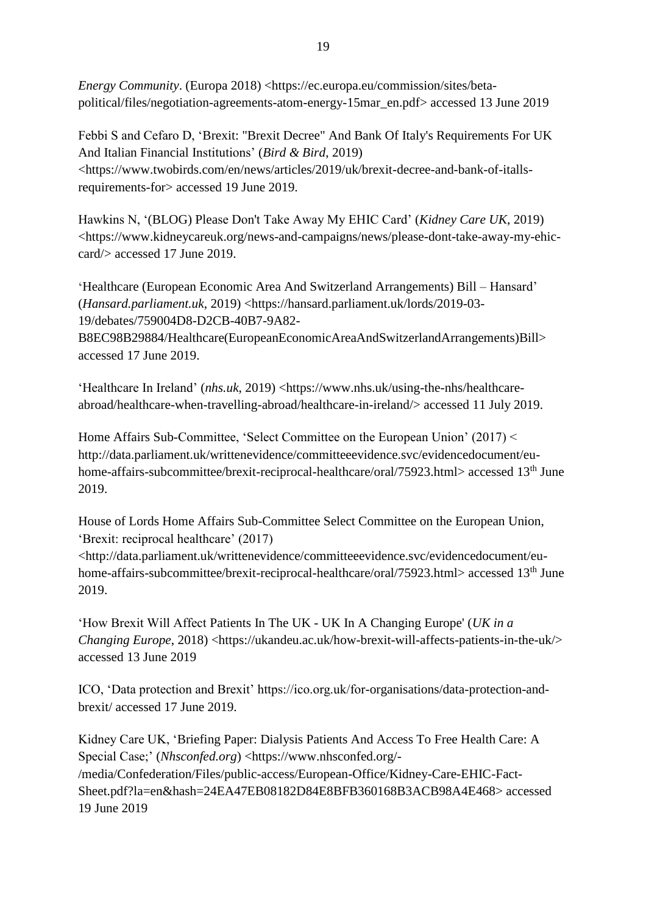*Energy Community*. (Europa 2018) <https://ec.europa.eu/commission/sites/beta-political/files/negotiation-agreements-atom-energy-15mar_en.pdf> accessed 13 June 2019

Febbi S and Cefaro D, 'Brexit: "Brexit Decree" And Bank Of Italy's Requirements For UK And Italian Financial Institutions' (*Bird & Bird*, 2019) <https://www.twobirds.com/en/news/articles/2019/uk/brexit-decree-and-bank-of-italls-requirements-for> accessed 19 June 2019.

Hawkins N, '(BLOG) Please Don't Take Away My EHIC Card' (*Kidney Care UK*, 2019) <https://www.kidneycareuk.org/news-and-campaigns/news/please-dont-take-away-my-ehic-card/> accessed 17 June 2019.

'Healthcare (European Economic Area And Switzerland Arrangements) Bill – Hansard' (*Hansard.parliament.uk*, 2019) <https://hansard.parliament.uk/lords/2019-03-19/debates/759004D8-D2CB-40B7-9A82-B8EC98B29884/Healthcare(EuropeanEconomicAreaAndSwitzerlandArrangements)Bill> accessed 17 June 2019.

'Healthcare In Ireland' (*nhs.uk*, 2019) <https://www.nhs.uk/using-the-nhs/healthcare-abroad/healthcare-when-travelling-abroad/healthcare-in-ireland/> accessed 11 July 2019.

Home Affairs Sub-Committee, 'Select Committee on the European Union' (2017) < http://data.parliament.uk/writtenevidence/committeeevidence.svc/evidencedocument/eu-home-affairs-subcommittee/brexit-reciprocal-healthcare/oral/75923.html> accessed 13th June 2019.

House of Lords Home Affairs Sub-Committee Select Committee on the European Union, 'Brexit: reciprocal healthcare' (2017) <http://data.parliament.uk/writtenevidence/committeeevidence.svc/evidencedocument/eu-home-affairs-subcommittee/brexit-reciprocal-healthcare/oral/75923.html> accessed 13th June 2019.

'How Brexit Will Affect Patients In The UK - UK In A Changing Europe' (*UK in a Changing Europe*, 2018) <https://ukandeu.ac.uk/how-brexit-will-affects-patients-in-the-uk/> accessed 13 June 2019

ICO, 'Data protection and Brexit' https://ico.org.uk/for-organisations/data-protection-and-brexit/ accessed 17 June 2019.

Kidney Care UK, 'Briefing Paper: Dialysis Patients And Access To Free Health Care: A Special Case;' (*Nhsconfed.org*) <https://www.nhsconfed.org/-/media/Confederation/Files/public-access/European-Office/Kidney-Care-EHIC-Fact-Sheet.pdf?la=en&hash=24EA47EB08182D84E8BFB360168B3ACB98A4E468> accessed 19 June 2019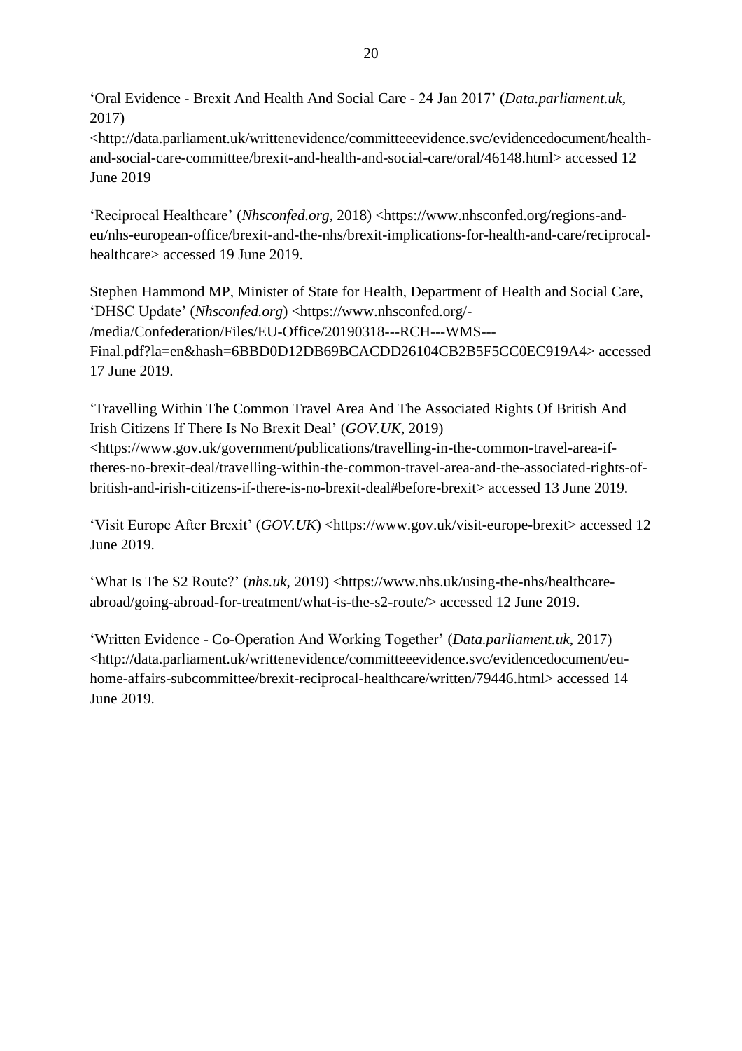'Oral Evidence - Brexit And Health And Social Care - 24 Jan 2017' (*Data.parliament.uk*, 2017) <http://data.parliament.uk/writtenevidence/committeeevidence.svc/evidencedocument/health-and-social-care-committee/brexit-and-health-and-social-care/oral/46148.html> accessed 12 June 2019

'Reciprocal Healthcare' (*Nhsconfed.org*, 2018) <https://www.nhsconfed.org/regions-and-eu/nhs-european-office/brexit-and-the-nhs/brexit-implications-for-health-and-care/reciprocal-healthcare> accessed 19 June 2019.

Stephen Hammond MP, Minister of State for Health, Department of Health and Social Care, 'DHSC Update' (*Nhsconfed.org*) <https://www.nhsconfed.org/-/media/Confederation/Files/EU-Office/20190318---RCH---WMS---Final.pdf?la=en&hash=6BBD0D12DB69BCACDD26104CB2B5F5CC0EC919A4> accessed 17 June 2019.

'Travelling Within The Common Travel Area And The Associated Rights Of British And Irish Citizens If There Is No Brexit Deal' (*GOV.UK*, 2019) <https://www.gov.uk/government/publications/travelling-in-the-common-travel-area-if-theres-no-brexit-deal/travelling-within-the-common-travel-area-and-the-associated-rights-of-british-and-irish-citizens-if-there-is-no-brexit-deal#before-brexit> accessed 13 June 2019.

'Visit Europe After Brexit' (*GOV.UK*) <https://www.gov.uk/visit-europe-brexit> accessed 12 June 2019.

'What Is The S2 Route?' (*nhs.uk*, 2019) <https://www.nhs.uk/using-the-nhs/healthcare-abroad/going-abroad-for-treatment/what-is-the-s2-route/> accessed 12 June 2019.

'Written Evidence - Co-Operation And Working Together' (*Data.parliament.uk*, 2017) <http://data.parliament.uk/writtenevidence/committeeevidence.svc/evidencedocument/eu-home-affairs-subcommittee/brexit-reciprocal-healthcare/written/79446.html> accessed 14 June 2019.